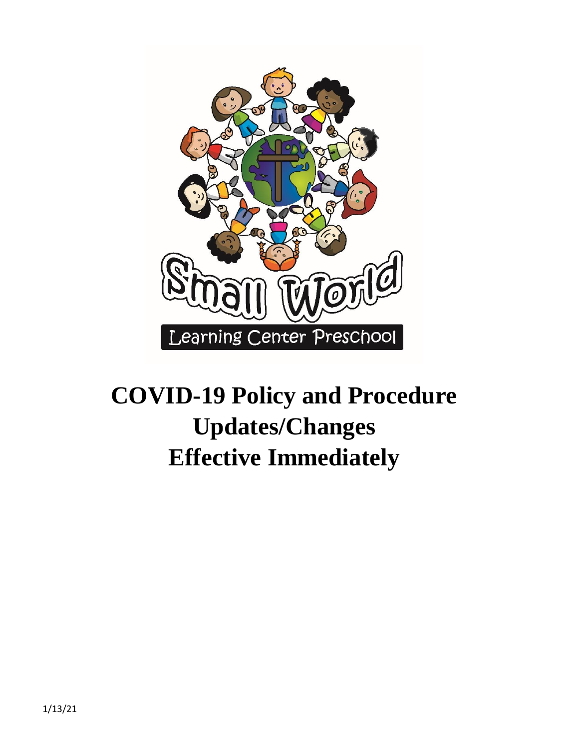Small World

Learning Center Preschool

# COVID-19 Policy and Procedure Updates/Changes Effective Immediately

1/13/21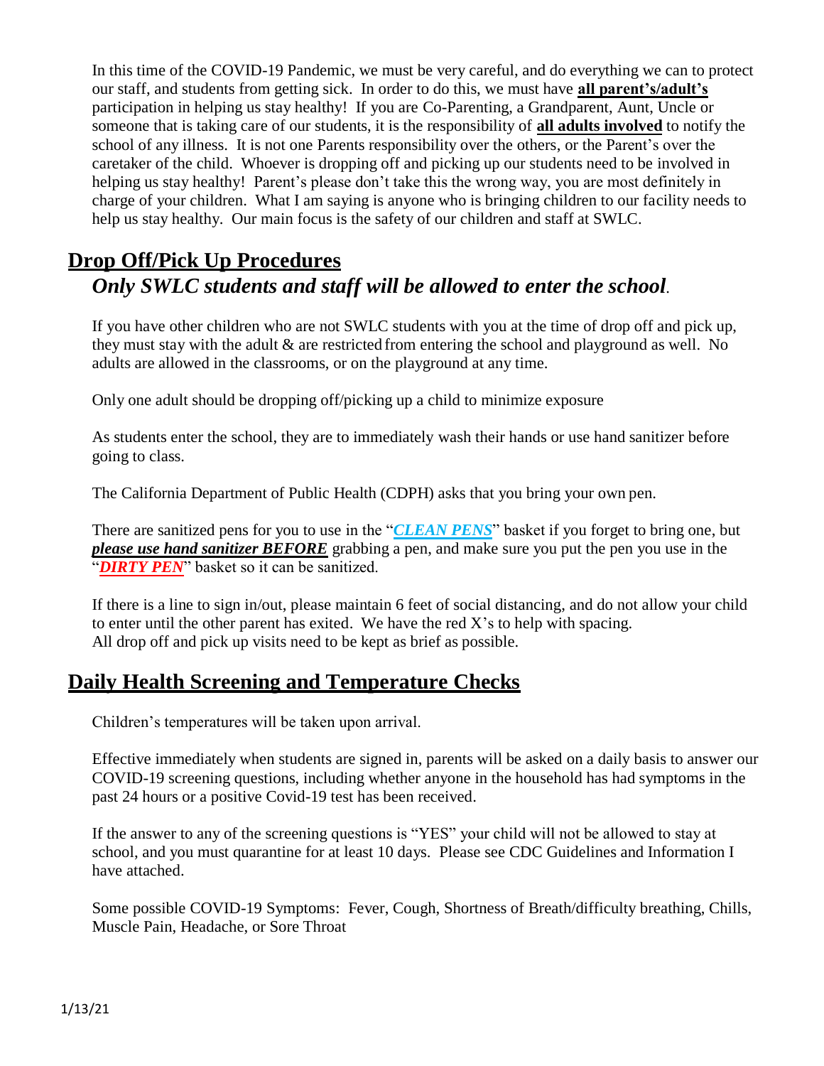In this time of the COVID-19 Pandemic, we must be very careful, and do everything we can to protect our staff, and students from getting sick. In order to do this, we must have **all parent's/adult's** participation in helping us stay healthy! If you are Co-Parenting, a Grandparent, Aunt, Uncle or someone that is taking care of our students, it is the responsibility of **all adults involved** to notify the school of any illness. It is not one Parents responsibility over the others, or the Parent's over the caretaker of the child. Whoever is dropping off and picking up our students need to be involved in helping us stay healthy! Parent's please don't take this the wrong way, you are most definitely in charge of your children. What I am saying is anyone who is bringing children to our facility needs to help us stay healthy. Our main focus is the safety of our children and staff at SWLC.

## Drop Off/Pick Up Procedures

***Only SWLC students and staff will be allowed to enter the school.***

If you have other children who are not SWLC students with you at the time of drop off and pick up, they must stay with the adult & are restricted from entering the school and playground as well. No adults are allowed in the classrooms, or on the playground at any time.

Only one adult should be dropping off/picking up a child to minimize exposure

As students enter the school, they are to immediately wash their hands or use hand sanitizer before going to class.

The California Department of Public Health (CDPH) asks that you bring your own pen.

There are sanitized pens for you to use in the "***CLEAN PENS***" basket if you forget to bring one, but ***please use hand sanitizer BEFORE*** grabbing a pen, and make sure you put the pen you use in the "***DIRTY PEN***" basket so it can be sanitized.

If there is a line to sign in/out, please maintain 6 feet of social distancing, and do not allow your child to enter until the other parent has exited. We have the red X's to help with spacing.
All drop off and pick up visits need to be kept as brief as possible.

## Daily Health Screening and Temperature Checks

Children's temperatures will be taken upon arrival.

Effective immediately when students are signed in, parents will be asked on a daily basis to answer our COVID-19 screening questions, including whether anyone in the household has had symptoms in the past 24 hours or a positive Covid-19 test has been received.

If the answer to any of the screening questions is "YES" your child will not be allowed to stay at school, and you must quarantine for at least 10 days. Please see CDC Guidelines and Information I have attached.

Some possible COVID-19 Symptoms: Fever, Cough, Shortness of Breath/difficulty breathing, Chills, Muscle Pain, Headache, or Sore Throat

1/13/21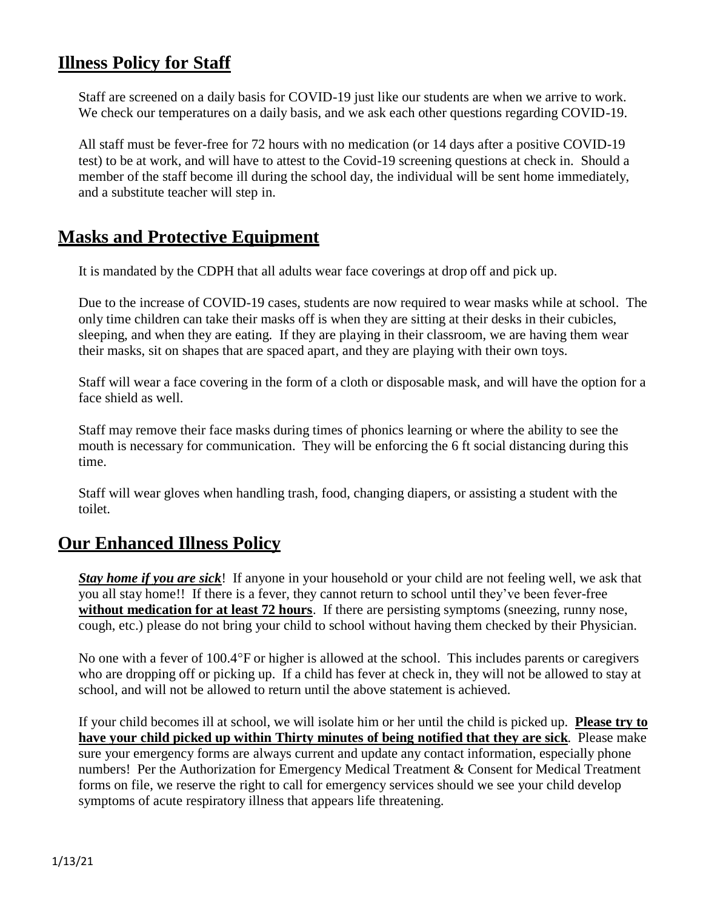## Illness Policy for Staff

Staff are screened on a daily basis for COVID-19 just like our students are when we arrive to work. We check our temperatures on a daily basis, and we ask each other questions regarding COVID-19.

All staff must be fever-free for 72 hours with no medication (or 14 days after a positive COVID-19 test) to be at work, and will have to attest to the Covid-19 screening questions at check in. Should a member of the staff become ill during the school day, the individual will be sent home immediately, and a substitute teacher will step in.

## Masks and Protective Equipment

It is mandated by the CDPH that all adults wear face coverings at drop off and pick up.

Due to the increase of COVID-19 cases, students are now required to wear masks while at school. The only time children can take their masks off is when they are sitting at their desks in their cubicles, sleeping, and when they are eating. If they are playing in their classroom, we are having them wear their masks, sit on shapes that are spaced apart, and they are playing with their own toys.

Staff will wear a face covering in the form of a cloth or disposable mask, and will have the option for a face shield as well.

Staff may remove their face masks during times of phonics learning or where the ability to see the mouth is necessary for communication. They will be enforcing the 6 ft social distancing during this time.

Staff will wear gloves when handling trash, food, changing diapers, or assisting a student with the toilet.

## Our Enhanced Illness Policy

***Stay home if you are sick***! If anyone in your household or your child are not feeling well, we ask that you all stay home!! If there is a fever, they cannot return to school until they've been fever-free **without medication for at least 72 hours**. If there are persisting symptoms (sneezing, runny nose, cough, etc.) please do not bring your child to school without having them checked by their Physician.

No one with a fever of 100.4°F or higher is allowed at the school. This includes parents or caregivers who are dropping off or picking up. If a child has fever at check in, they will not be allowed to stay at school, and will not be allowed to return until the above statement is achieved.

If your child becomes ill at school, we will isolate him or her until the child is picked up. **Please try to have your child picked up within Thirty minutes of being notified that they are sick**. Please make sure your emergency forms are always current and update any contact information, especially phone numbers! Per the Authorization for Emergency Medical Treatment & Consent for Medical Treatment forms on file, we reserve the right to call for emergency services should we see your child develop symptoms of acute respiratory illness that appears life threatening.

1/13/21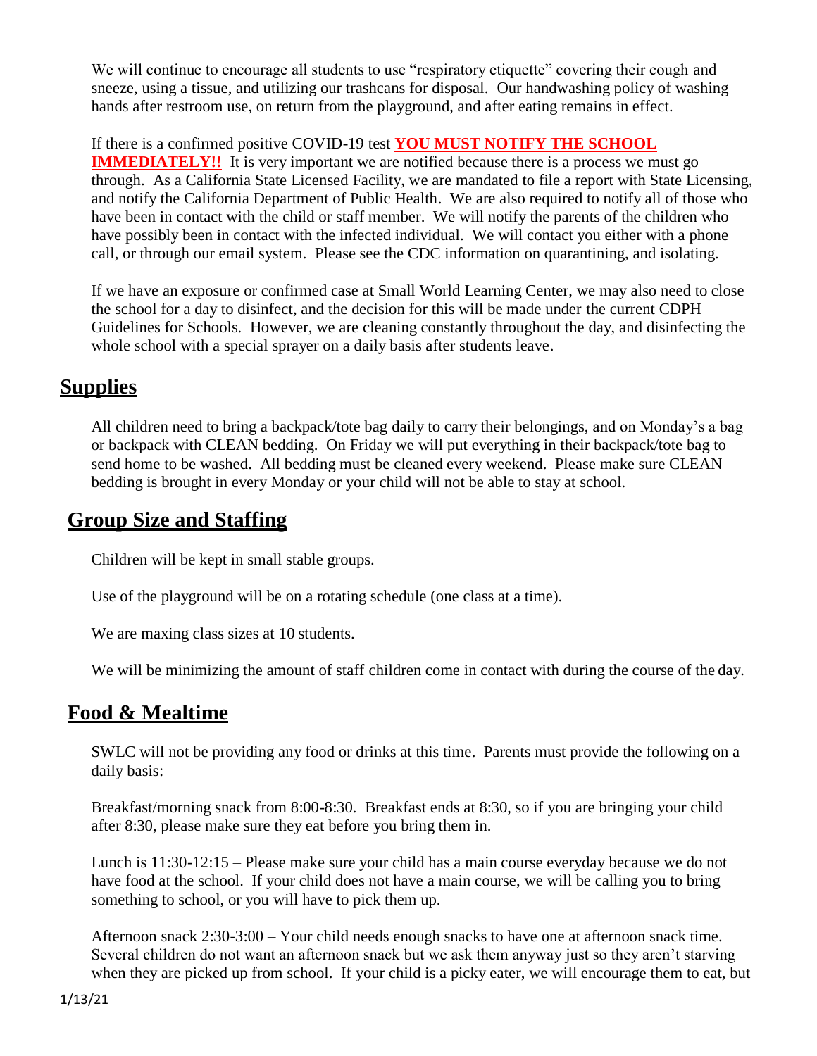We will continue to encourage all students to use "respiratory etiquette" covering their cough and sneeze, using a tissue, and utilizing our trashcans for disposal. Our handwashing policy of washing hands after restroom use, on return from the playground, and after eating remains in effect.

If there is a confirmed positive COVID-19 test **YOU MUST NOTIFY THE SCHOOL IMMEDIATELY!!** It is very important we are notified because there is a process we must go through. As a California State Licensed Facility, we are mandated to file a report with State Licensing, and notify the California Department of Public Health. We are also required to notify all of those who have been in contact with the child or staff member. We will notify the parents of the children who have possibly been in contact with the infected individual. We will contact you either with a phone call, or through our email system. Please see the CDC information on quarantining, and isolating.

If we have an exposure or confirmed case at Small World Learning Center, we may also need to close the school for a day to disinfect, and the decision for this will be made under the current CDPH Guidelines for Schools. However, we are cleaning constantly throughout the day, and disinfecting the whole school with a special sprayer on a daily basis after students leave.

## Supplies

All children need to bring a backpack/tote bag daily to carry their belongings, and on Monday's a bag or backpack with CLEAN bedding. On Friday we will put everything in their backpack/tote bag to send home to be washed. All bedding must be cleaned every weekend. Please make sure CLEAN bedding is brought in every Monday or your child will not be able to stay at school.

## Group Size and Staffing

Children will be kept in small stable groups.

Use of the playground will be on a rotating schedule (one class at a time).

We are maxing class sizes at 10 students.

We will be minimizing the amount of staff children come in contact with during the course of the day.

## Food & Mealtime

SWLC will not be providing any food or drinks at this time. Parents must provide the following on a daily basis:

Breakfast/morning snack from 8:00-8:30. Breakfast ends at 8:30, so if you are bringing your child after 8:30, please make sure they eat before you bring them in.

Lunch is 11:30-12:15 – Please make sure your child has a main course everyday because we do not have food at the school. If your child does not have a main course, we will be calling you to bring something to school, or you will have to pick them up.

Afternoon snack 2:30-3:00 – Your child needs enough snacks to have one at afternoon snack time. Several children do not want an afternoon snack but we ask them anyway just so they aren't starving when they are picked up from school. If your child is a picky eater, we will encourage them to eat, but

1/13/21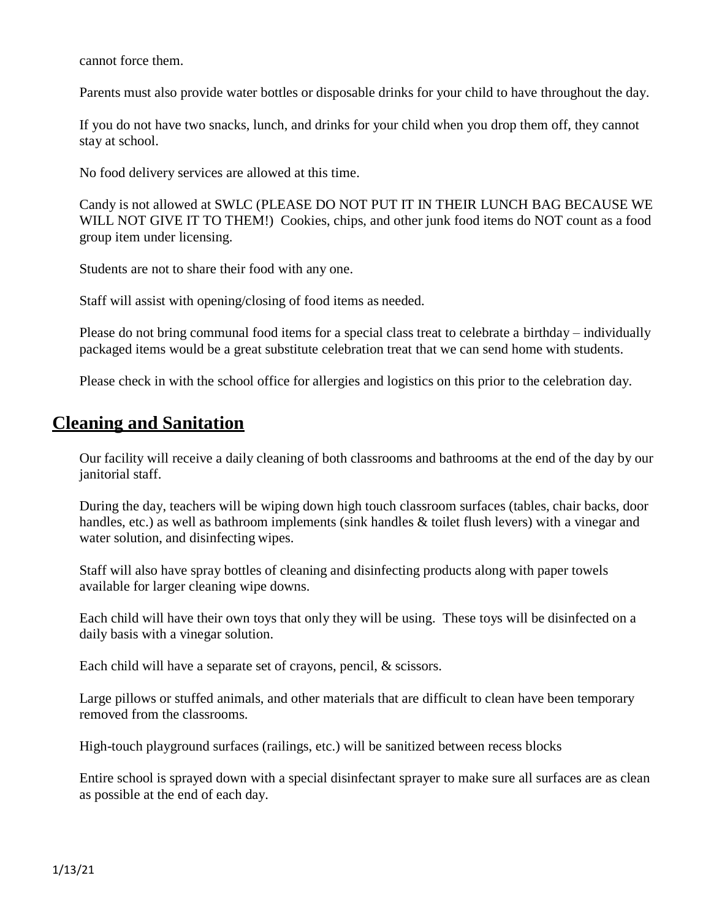cannot force them.

Parents must also provide water bottles or disposable drinks for your child to have throughout the day.

If you do not have two snacks, lunch, and drinks for your child when you drop them off, they cannot stay at school.

No food delivery services are allowed at this time.

Candy is not allowed at SWLC (PLEASE DO NOT PUT IT IN THEIR LUNCH BAG BECAUSE WE WILL NOT GIVE IT TO THEM!) Cookies, chips, and other junk food items do NOT count as a food group item under licensing.

Students are not to share their food with any one.

Staff will assist with opening/closing of food items as needed.

Please do not bring communal food items for a special class treat to celebrate a birthday – individually packaged items would be a great substitute celebration treat that we can send home with students.

Please check in with the school office for allergies and logistics on this prior to the celebration day.

## Cleaning and Sanitation

Our facility will receive a daily cleaning of both classrooms and bathrooms at the end of the day by our janitorial staff.

During the day, teachers will be wiping down high touch classroom surfaces (tables, chair backs, door handles, etc.) as well as bathroom implements (sink handles & toilet flush levers) with a vinegar and water solution, and disinfecting wipes.

Staff will also have spray bottles of cleaning and disinfecting products along with paper towels available for larger cleaning wipe downs.

Each child will have their own toys that only they will be using. These toys will be disinfected on a daily basis with a vinegar solution.

Each child will have a separate set of crayons, pencil, & scissors.

Large pillows or stuffed animals, and other materials that are difficult to clean have been temporary removed from the classrooms.

High-touch playground surfaces (railings, etc.) will be sanitized between recess blocks

Entire school is sprayed down with a special disinfectant sprayer to make sure all surfaces are as clean as possible at the end of each day.

1/13/21